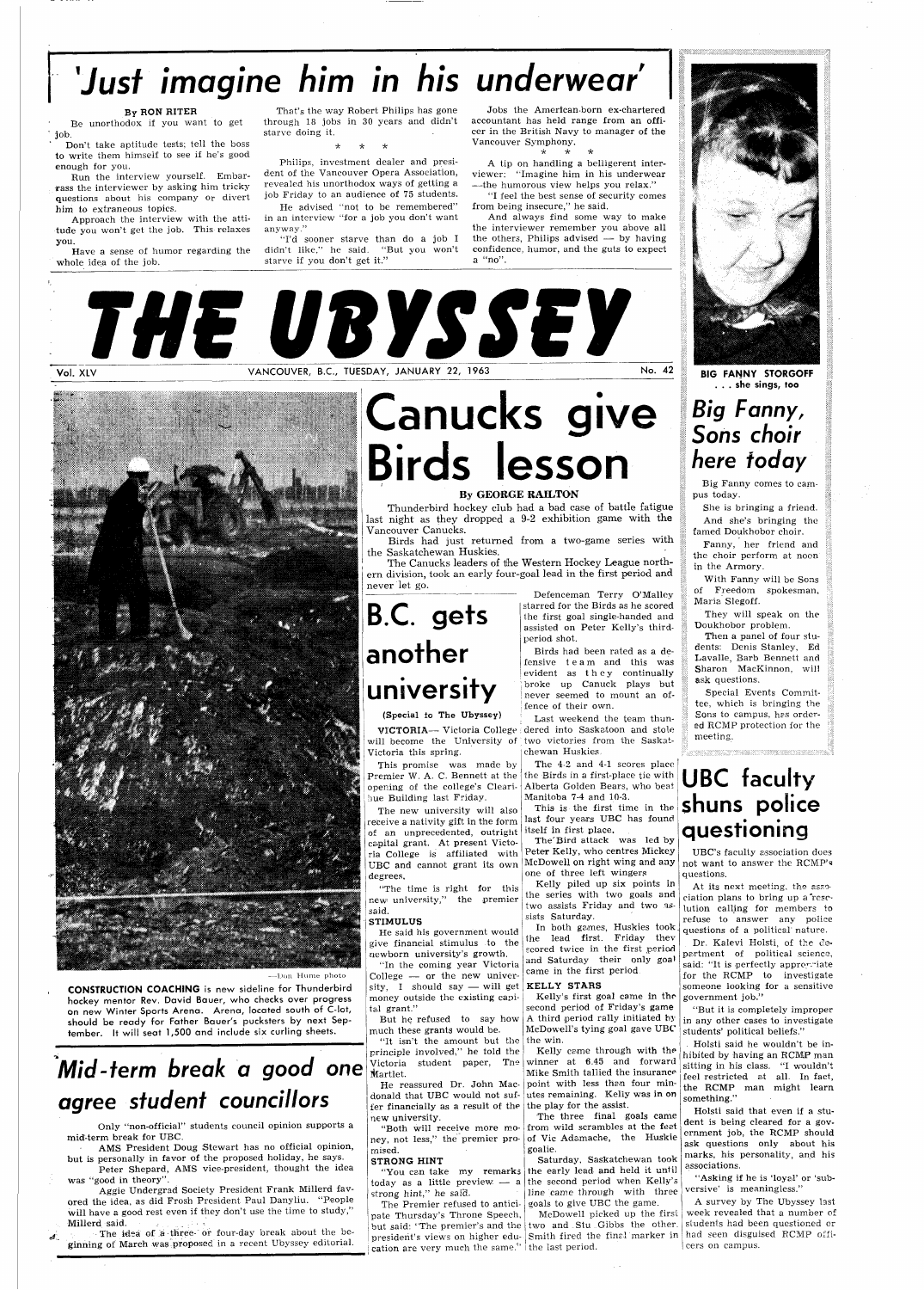# 'Just imagine him in his underwear'

By RON RITER

Be unorthodox if you want to get job.

Don't take aptitude tests; tell the boss to write them himself to see if he's good enough for you.

Run the interview yourself. Embarrass the interviewer by asking him tricky questions about his company or divert him to extraneous topics.

Approach the interview with the attitude you won't get the job. This relaxes you.

Have a sense of humor regarding the whole idea of the job.

That's the way Robert Philips has gone through 18 jobs in 30 years and didn't starve doing it.

\* \* \*

Philips, investment dealer and president of the Vancouver Opera Association, revealed his unorthodox ways of getting a job Friday to an audience of 75 students.

He advised "not to be remembered" in an interview "for a job you don't want anyway."

"I'd sooner starve than do a job I didn't like," he said. "But you won't starve if you don't get it."

Jobs the American-born ex-chartered accountant has held range from an officer in the British Navy to manager of the Vancouver Symphony.

\* \* \*

A tip on handling a belligerent interviewer: "Imagine him in his underwear —the humorous view helps you relax."

"I feel the best sense of security comes from being insecure," he said.

And always find some way to make the interviewer remember you above all the others, Philips advised — by having confidence, humor, and the guts to expect a "no".

# THE UBYSSEY

Vol. XLV — VANCOUVER, B.C., TUESDAY, JANUARY 22, 1963 — No. 42

—Don Hume photo

**CONSTRUCTION COACHING** is new sideline for Thunderbird hockey mentor Rev. David Bauer, who checks over progress on new Winter Sports Arena. Arena, located south of C-lot, should be ready for Father Bauer's pucksters by next September. It will seat 1,500 and include six curling sheets.

# Canucks give Birds lesson

By GEORGE RAILTON

Thunderbird hockey club had a bad case of battle fatigue last night as they dropped a 9-2 exhibition game with the Vancouver Canucks.

Birds had just returned from a two-game series with the Saskatchewan Huskies.

The Canucks leaders of the Western Hockey League northern division, took an early four-goal lead in the first period and never let go.

Defenceman Terry O'Malley starred for the Birds as he scored the first goal single-handed and assisted on Peter Kelly's third-period shot.

Birds had been rated as a defensive team and this was evident as they continually broke up Canuck plays but never seemed to mount an offence of their own.

Last weekend the team thundered into Saskatoon and stole two victories from the Saskatchewan Huskies.

The 4-2 and 4-1 scores place the Birds in a first-place tie with Alberta Golden Bears, who beat Manitoba 7-4 and 10-3.

This is the first time in the last four years UBC has found itself in first place.

The Bird attack was led by Peter Kelly, who centres Mickey McDowell on right wing and any one of three left wingers.

Kelly piled up six points in the series with two goals and two assists Friday and two assists Saturday.

In both games, Huskies took the lead first. Friday they scored twice in the first period and Saturday their only goal came in the first period.

**KELLY STARS**

Kelly's first goal came in the second period of Friday's game. A third period rally initiated by McDowell's tying goal gave UBC the win.

Kelly came through with the winner at 6.45 and forward Mike Smith tallied the insurance point with less than four minutes remaining. Kelly was in on the play for the assist.

The three final goals came from wild scrambles at the feet of Vic Adamache, the Huskie goalie.

Saturday, Saskatchewan took the early lead and held it until the second period when Kelly's line came through with three goals to give UBC the game.

McDowell picked up the first two and Stu Gibbs the other. Smith fired the final marker in the last period.

# B.C. gets another university

(Special to The Ubyssey)

VICTORIA— Victoria College will become the University of Victoria this spring.

This promise was made by Premier W. A. C. Bennett at the opening of the college's Clearihue Building last Friday.

The new university will also receive a nativity gift in the form of an unprecedented, outright capital grant. At present Victoria College is affiliated with UBC and cannot grant its own degrees.

"The time is right for this new university," the premier said.

**STIMULUS**

He said his government would give financial stimulus to the newborn university's growth.

"In the coming year Victoria College — or the new university, I should say — will get money outside the existing capital grant."

But he refused to say how much these grants would be.

"It isn't the amount but the principle involved," he told the Victoria student paper, The Martlet.

He reassured Dr. John Macdonald that UBC would not suffer financially as a result of the new university.

"Both will receive more money, not less," the premier promised.

**STRONG HINT**

"You can take my remarks today as a little preview — a strong hint," he said.

The Premier refused to anticipate Thursday's Throne Speech, but said: "The premier's and the president's views on higher education are very much the same."

# Mid-term break a good one agree student councillors

Only "non-official" students council opinion supports a mid-term break for UBC.

AMS President Doug Stewart has no official opinion, but is personally in favor of the proposed holiday, he says.

Peter Shepard, AMS vice-president, thought the idea was "good in theory".

Aggie Undergrad Society President Frank Millerd favored the idea, as did Frosh President Paul Danyliu. "People will have a good rest even if they don't use the time to study," Millerd said.

The idea of a three- or four-day break about the beginning of March was proposed in a recent Ubyssey editorial.

**BIG FANNY STORGOFF**
**. . . she sings, too**

# Big Fanny, Sons choir here today

Big Fanny comes to campus today.

She is bringing a friend.

And she's bringing the famed Doukhobor choir.

Fanny, her friend and the choir perform at noon in the Armory.

With Fanny will be Sons of Freedom spokesman, Maria Slegoff.

They will speak on the Doukhobor problem.

Then a panel of four students: Denis Stanley, Ed Lavalle, Barb Bennett and Sharon MacKinnon, will ask questions.

Special Events Committee, which is bringing the Sons to campus, has ordered RCMP protection for the meeting.

# UBC faculty shuns police questioning

UBC's faculty association does not want to answer the RCMP's questions.

At its next meeting, the association plans to bring up a resolution calling for members to refuse to answer any police questions of a political nature.

Dr. Kalevi Holsti, of the department of political science, said: "It is perfectly appropriate for the RCMP to investigate someone looking for a sensitive government job."

"But it is completely improper in any other cases to investigate students' political beliefs."

Holsti said he wouldn't be inhibited by having an RCMP man sitting in his class. "I wouldn't feel restricted at all. In fact, the RCMP man might learn something."

Holsti said that even if a student is being cleared for a government job, the RCMP should ask questions only about his marks, his personality, and his associations.

"Asking if he is 'loyal' or 'subversive' is meaningless."

A survey by The Ubyssey last week revealed that a number of students had been questioned or had seen disguised RCMP officers on campus.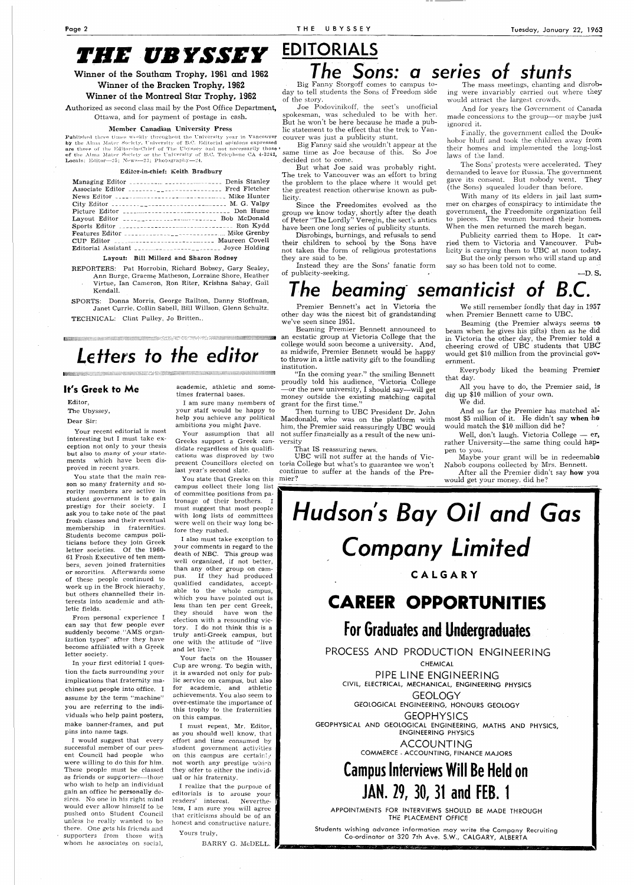# THE UBYSSEY

**Winner of the Southam Trophy, 1961 and 1962**
**Winner of the Bracken Trophy, 1962**
**Winner of the Montreal Star Trophy, 1962**

Authorized as second class mail by the Post Office Department, Ottawa, and for payment of postage in cash.

**Member Canadian University Press**

Published three times weekly throughout the University year in Vancouver by the Alma Mater Society, University of B.C. Editorial opinions expressed are those of the Editor-in-Chief of The Ubyssey and not necessarily those of the Alma Mater Society or the University of B.C. Telephone CA 4-3242, Locals: Editor—25; News—23; Photography—24.

**Editor-in-chief: Keith Bradbury**

Managing Editor .......... Denis Stanley
Associate Editor .......... Fred Fletcher
News Editor .......... Mike Hunter
City Editor .......... M. G. Valpy
Picture Editor .......... Don Hume
Layout Editor .......... Bob McDonald
Sports Editor .......... Ron Kydd
Features Editor .......... Mike Grenby
CUP Editor .......... Maureen Covell
Editorial Assistant .......... Joyce Holding

**Layout: Bill Millerd and Sharon Rodney**

REPORTERS: Pat Horrobin, Richard Bobsey, Gary Sealey, Ann Burge, Graeme Matheson, Lorraine Shore, Heather Virtue, Ian Cameron, Ron Riter, Krishna Sahay, Gail Kendall.

SPORTS: Donna Morris, George Railton, Danny Stoffman, Janet Currie, Collin Sabell, Bill Willson, Glenn Schultz.

TECHNICAL: Clint Pulley, Jo Britten.

# Letters to the editor

## It's Greek to Me

Editor,
The Ubyssey,
Dear Sir:

Your recent editorial is most interesting but I must take exception not only to your thesis but also to many of your statements which have been disproved in recent years.

You state that the main reason so many fraternity and sorority members are active in student government is to gain prestige for their society. I ask you to take note of the past frosh classes and their eventual membership in fraternities. Students become campus politicians before they join Greek letter societies. Of the 1960-61 Frosh Executive of ten members, seven joined fraternities or sororities. Afterwards some of these people continued to work up in the Brock hierachy, but others channelled their interests into academic and athletic fields.

From personal experience I can say that few people ever suddenly become "AMS organization types" after they have become affiliated with a Greek letter society.

In your first editorial I question the facts surrounding your implications that fraternity machines put people into office. I assume by the term "machine" you are referring to the individuals who help paint posters, make banner-frames, and put pins into name tags.

I would suggest that every successful member of our present Council had people who were willing to do this for him. These people must be classed as friends or supporters—those who wish to help an individual gain an office he personally desires. No one in his right mind would ever allow himself to be pushed onto Student Council unless he really wanted to be there. One gets his friends and supporters from those with whom he associates on social, academic, athletic and sometimes fraternal bases.

I am sure many members of your staff would be happy to help you achieve any political ambitions you might have.

Your assumption that all Greeks support a Greek candidate regardless of his qualifications was disproved by two present Councillors elected on last year's second slate.

You state that Greeks on this campus collect their long list of committee positions from patronage of their brothers. I must suggest that most people with long lists of committees were well on their way long before they rushed.

I also must take exception to your comments in regard to the death of NBC. This group was well organized, if not better, than any other group on campus. If they had produced qualified candidates, acceptable to the whole campus, which you have pointed out is less than ten per cent Greek, they should have won the election with a resounding victory. I do not think this is a truly anti-Greek campus, but one with the attitude of "live and let live."

Your facts on the Housser Cup are wrong. To begin with, it is awarded not only for public service on campus, but also for academic, and athletic achievements. You also seem to over-estimate the importance of this trophy to the fraternities on this campus.

I must repeat, Mr. Editor, as you should well know, that effort and time consumed by student government activities on this campus are certainly not worth any prestige which they offer to either the individual or his fraternity.

I realize that the purpose of editorials is to arouse your readers' interest. Nevertheless, I am sure you will agree that criticisms should be of an honest and constructive nature.

Yours truly,

BARRY G. McDELL.

# EDITORIALS

## The Sons: a series of stunts

Big Fanny Storgoff comes to campus today to tell students the Sons of Freedom side of the story.

Joe Podovinikoff, the sect's unofficial spokesman, was scheduled to be with her. But he won't be here because he made a public statement to the effect that the trek to Vancouver was just a publicity stunt.

Big Fanny said she wouldn't appear at the same time as Joe because of this. So Joe decided not to come.

But what Joe said was probably right. The trek to Vancouver was an effort to bring the problem to the place where it would get the greatest reaction otherwise known as publicity.

Since the Freedomites evolved as the group we know today, shortly after the death of Peter "The Lordly" Veregin, the sect's antics have been one long series of publicity stunts.

Disrobings, burnings, and refusals to send their children to school by the Sons have not taken the form of religious protestations they are said to be.

Instead they are the Sons' fanatic form of publicity-seeking.

The mass meetings, chanting and disrobing were invariably carried out where they would attract the largest crowds.

And for years the Government of Canada made concessions to the group—or maybe just ignored it.

Finally, the government called the Doukhobor bluff and took the children away from their homes and implemented the long-lost laws of the land.

The Sons' protests were accelerated. They demanded to leave for Russia. The government gave its consent. But nobody went. They (the Sons) squealed louder than before.

With many of its elders in jail last summer on charges of conspiracy to intimidate the government, the Freedomite organization fell to pieces. The women burned their homes. When the men returned the march began.

Publicity carried them to Hope. It carried them to Victoria and Vancouver. Publicity is carrying them to UBC at noon today.

But the only person who will stand up and say so has been told not to come.

—D. S.

## The beaming semanticist of B.C.

Premier Bennett's act in Victoria the other day was the nicest bit of grandstanding we've seen since 1951.

Beaming Premier Bennett announced to an ecstatic group at Victoria College that the college would soon become a university. And, as midwife, Premier Bennett would be happy to throw in a little nativity gift to the foundling institution.

"In the coming year," the smiling Bennett proudly told his audience, "Victoria College —or the new university, I should say—will get money outside the existing matching capital grant for the first time."

Then turning to UBC President Dr. John Macdonald, who was on the platform with him, the Premier said reassuringly UBC would not suffer financially as a result of the new university.

That IS reassuring news.

UBC will not suffer at the hands of Victoria College but what's to guarantee we won't continue to suffer at the hands of the Premier?

We still remember fondly that day in 1957 when Premier Bennett came to UBC.

Beaming (the Premier always seems to beam when he gives his gifts) then as he did in Victoria the other day, the Premier told a cheering crowd of UBC students that UBC would get $10 million from the provincial government.

Everybody liked the beaming Premier that day.

All you have to do, the Premier said, is dig up $10 million of your own.

We did.

And so far the Premier has matched almost $5 million of it. He didn't say **when** he would match the $10 million did he?

Well, don't laugh. Victoria College — er, rather University—the same thing could happen to you.

Maybe your grant will be in redeemable Nabob coupons collected by Mrs. Bennett.

After all the Premier didn't say **how** you would get your money, did he?

# Hudson's Bay Oil and Gas Company Limited

**CALGARY**

## CAREER OPPORTUNITIES

### For Graduates and Undergraduates

PROCESS AND PRODUCTION ENGINEERING
CHEMICAL

PIPE LINE ENGINEERING
CIVIL, ELECTRICAL, MECHANICAL, ENGINEERING PHYSICS

GEOLOGY
GEOLOGICAL ENGINEERING, HONOURS GEOLOGY

GEOPHYSICS
GEOPHYSICAL AND GEOLOGICAL ENGINEERING, MATHS AND PHYSICS, ENGINEERING PHYSICS

ACCOUNTING
COMMERCE - ACCOUNTING, FINANCE MAJORS

### Campus Interviews Will Be Held on JAN. 29, 30, 31 and FEB. 1

APPOINTMENTS FOR INTERVIEWS SHOULD BE MADE THROUGH THE PLACEMENT OFFICE

Students wishing advance information may write the Company Recruiting Co-ordinator at 320 7th Ave. S.W., CALGARY, ALBERTA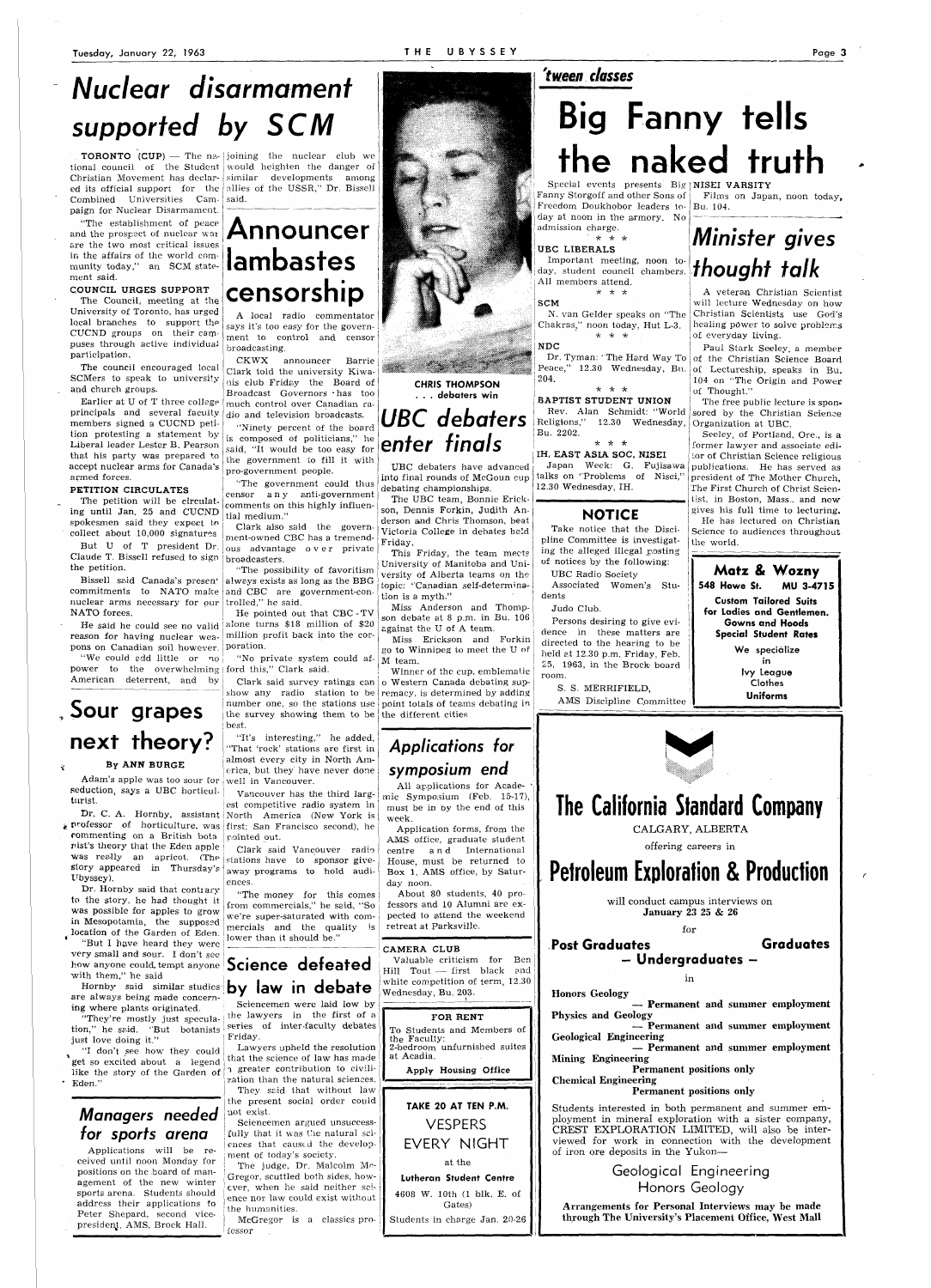# Nuclear disarmament supported by SCM

**TORONTO (CUP)** — The national council of the Student Christian Movement has declared its official support for the Combined Universities Campaign for Nuclear Disarmament.

"The establishment of peace and the prospect of nuclear war are the two most critical issues in the affairs of the world community today," an SCM statement said.

### COUNCIL URGES SUPPORT

The Council, meeting at the University of Toronto, has urged local branches to support the CUCND groups on their campuses through active individual participation.

The council encouraged local SCMers to speak to university and church groups.

Earlier at U of T three college principals and several faculty members signed a CUCND petition protesting a statement by Liberal leader Lester B. Pearson that his party was prepared to accept nuclear arms for Canada's armed forces.

### PETITION CIRCULATES

The petition will be circulating until Jan. 25 and CUCND spokesmen said they expect to collect about 10,000 signatures.

But U of T president Dr. Claude T. Bissell refused to sign the petition.

Bissell said Canada's present commitments to NATO make nuclear arms necessary for our NATO forces.

He said he could see no valid reason for having nuclear weapons on Canadian soil however.

"We could add little or no power to the overwhelming American deterrent, and by joining the nuclear club we would heighten the danger of similar developments among allies of the USSR," Dr. Bissell said.

# Announcer lambastes censorship

A local radio commentator says it's too easy for the government to control and censor broadcasting.

CKWX announcer Barrie Clark told the university Kiwanis club Friday the Board of Broadcast Governors has too much control over Canadian radio and television broadcasts.

"Ninety percent of the board is composed of politicians," he said, "It would be too easy for the government to fill it with pro-government people.

"The government could thus censor any anti-government comments on this highly influential medium."

Clark also said the government-owned CBC has a tremendous advantage over private broadcasters.

"The possibility of favoritism always exists as long as the BBG and CBC are government-controlled," he said.

He pointed out that CBC-TV alone turns $18 million of $20 million profit back into the corporation.

"No private system could afford this," Clark said.

Clark said survey ratings can show any radio station to be number one, so the stations use the survey showing them to be best.

"It's interesting," he added, "That 'rock' stations are first in almost every city in North America, but they have never done well in Vancouver.

Vancouver has the third largest competitive radio system in North America (New York is first: San Francisco second), he pointed out.

Clark said Vancouver radio stations have to sponsor give-away programs to hold audiences.

"The money for this comes from commercials," he said, "So we're super-saturated with commercials and the quality is lower than it should be."

# Sour grapes next theory?

**By ANN BURGE**

Adam's apple was too sour for seduction, says a UBC horticulturist.

Dr. C. A. Hornby, assistant professor of horticulture, was commenting on a British botanist's theory that the Eden apple was really an apricot. (The story appeared in Thursday's Ubyssey).

Dr. Hornby said that contrary to the story, he had thought it was possible for apples to grow in Mesopotamia, the supposed location of the Garden of Eden.

"But I have heard they were very small and sour. I don't see how anyone could tempt anyone with them," he said

Hornby said similar studies are always being made concerning where plants originated.

"They're mostly just speculation," he said. "But botanists just love doing it."

"I don't see how they could get so excited about a legend like the story of the Garden of Eden."

# Science defeated by law in debate

Sciencemen were laid low by the lawyers in the first of a series of inter-faculty debates Friday.

Lawyers upheld the resolution that the science of law has made a greater contribution to civilization than the natural sciences.

They said that without law the present social order could not exist.

Sciencemen argued unsuccessfully that it was the natural sciences that caused the development of today's society.

The judge, Dr. Malcolm McGregor, scuttled both sides, however, when he said neither science nor law could exist without the humanities.

McGregor is a classics professor

# Managers needed for sports arena

Applications will be received until noon Monday for positions on the board of management of the new winter sports arena. Students should address their applications to Peter Shepard, second vice-president, AMS, Brock Hall.

**CHRIS THOMPSON**
**. . . debaters win**

# UBC debaters enter finals

UBC debaters have advanced into final rounds of McGoun cup debating championships.

The UBC team, Bonnie Erickson, Dennis Forkin, Judith Anderson and Chris Thomson, beat Victoria College in debates held Friday.

This Friday, the team meets University of Manitoba and University of Alberta teams on the topic: "Canadian self-determination is a myth."

Miss Anderson and Thompson debate at 8 p.m. in Bu. 106 against the U of A team.

Miss Erickson and Forkin go to Winnipeg to meet the U of M team.

Winner of the cup, emblematic o Western Canada debating supremacy, is determined by adding point totals of teams debating in the different cities

# Applications for symposium end

All applications for Academic Symposium (Feb. 15-17), must be in by the end of this week.

Application forms, from the AMS office, graduate student centre and International House, must be returned to Box 1, AMS office, by Saturday noon.

About 80 students, 40 professors and 10 Alumni are expected to attend the weekend retreat at Parksville.

**CAMERA CLUB**

Valuable criticism for Ben Hill Tout — first black and white competition of term, 12.30 Wednesday, Bu. 203.

**FOR RENT**

To Students and Members of the Faculty:
2-bedroom unfurnished suites at Acadia.

**Apply Housing Office**

**TAKE 20 AT TEN P.M.**

VESPERS

EVERY NIGHT

at the

Lutheran Student Centre

4608 W. 10th (1 blk. E. of Gates)

Students in charge Jan. 20-26

## 'tween classes

# Big Fanny tells the naked truth

Special events presents Big Fanny Storgoff and other Sons of Freedom Doukhobor leaders today at noon in the armory. No admission charge.

\* \* \*

**UBC LIBERALS**

Important meeting, noon today, student council chambers. All members attend.

\* \* \*

**SCM**

N. van Gelder speaks on "The Chakras," noon today, Hut L-3.

\* \* \*

**NDC**

Dr. Tyman: "The Hard Way To Peace," 12.30 Wednesday, Bu. 204.

\* \* \*

**BAPTIST STUDENT UNION**

Rev. Alan Schmidt: "World Religions," 12.30 Wednesday, Bu. 2202.

\* \* \*

**IH, EAST ASIA SOC, NISEI**

Japan Week: G. Fujisawa talks on "Problems of Nisei," 12.30 Wednesday, IH.

**NISEI VARSITY**

Films on Japan, noon today, Bu. 104.

# Minister gives thought talk

A veteran Christian Scientist will lecture Wednesday on how Christian Scientists use God's healing power to solve problems of everyday living.

Paul Stark Seeley, a member of the Christian Science Board of Lectureship, speaks in Bu. 104 on "The Origin and Power of Thought."

The free public lecture is sponsored by the Christian Science Organization at UBC.

Seeley, of Portland, Ore., is a former lawyer and associate editor of Christian Science religious publications. He has served as president of The Mother Church, The First Church of Christ Scientist, in Boston, Mass., and now gives his full time to lecturing.

He has lectured on Christian Science to audiences throughout the world.

## NOTICE

Take notice that the Discipline Committee is investigating the alleged illegal posting of notices by the following:

UBC Radio Society

Associated Women's Students

Judo Club.

Persons desiring to give evidence in these matters are directed to the hearing to be held at 12.30 p.m. Friday, Feb. 25, 1963, in the Brock board room.

S. S. MERRIFIELD,
AMS Discipline Committee

**Matz & Wozny**
**548 Howe St. MU 3-4715**

**Custom Tailored Suits for Ladies and Gentlemen.**
**Gowns and Hoods**
**Special Student Rates**

We specialize in Ivy League Clothes Uniforms

# The California Standard Company

CALGARY, ALBERTA

offering careers in

# Petroleum Exploration & Production

will conduct campus interviews on
**January 23 25 & 26**

for

**Post Graduates** **Graduates**
**— Undergraduates —**

in

**Honors Geology**
— Permanent and summer employment

**Physics and Geology**
— Permanent and summer employment

**Geological Engineering**
— Permanent and summer employment

**Mining Engineering**
Permanent positions only

**Chemical Engineering**
Permanent positions only

Students interested in both permanent and summer employment in mineral exploration with a sister company, CREST EXPLORATION LIMITED, will also be interviewed for work in connection with the development of iron ore deposits in the Yukon—

Geological Engineering
Honors Geology

**Arrangements for Personal Interviews may be made through The University's Placement Office, West Mall**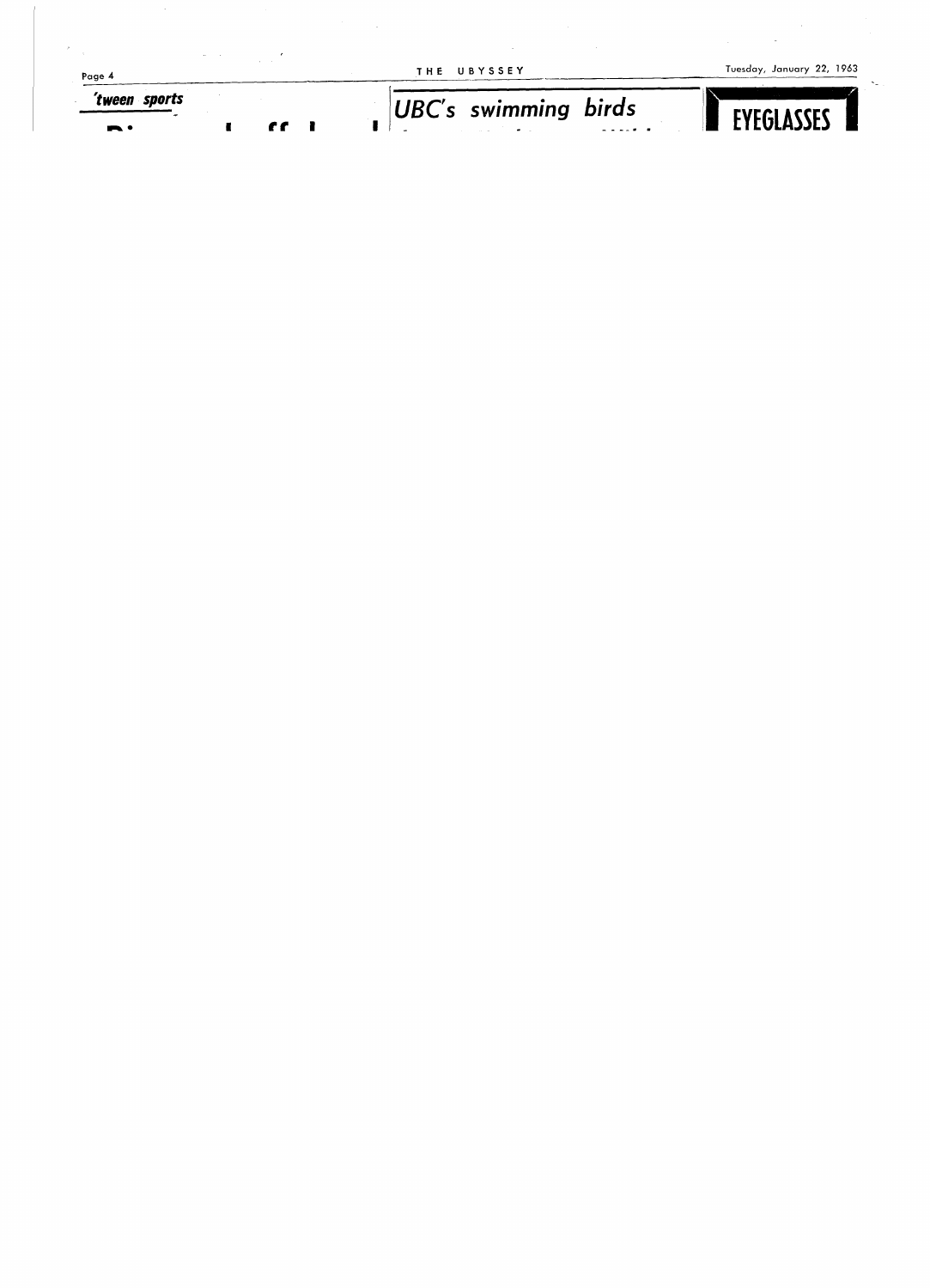*'tween sports*

## *UBC's swimming birds*

# EYEGLASSES